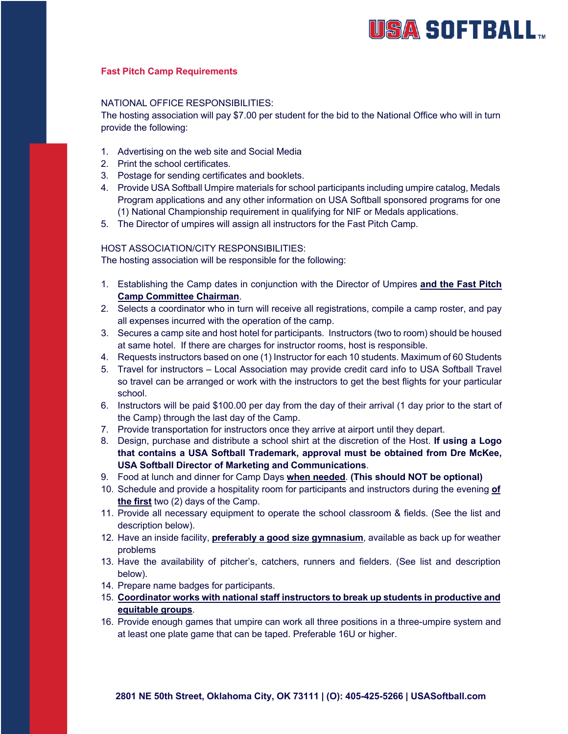## Fast Pitch Camp Requirements

NATIONAL OFFICE RESPONSIBILITIES:
The hosting association will pay $7.00 per student for the bid to the National Office who will in turn provide the following:

1. Advertising on the web site and Social Media
2. Print the school certificates.
3. Postage for sending certificates and booklets.
4. Provide USA Softball Umpire materials for school participants including umpire catalog, Medals Program applications and any other information on USA Softball sponsored programs for one (1) National Championship requirement in qualifying for NIF or Medals applications.
5. The Director of umpires will assign all instructors for the Fast Pitch Camp.

HOST ASSOCIATION/CITY RESPONSIBILITIES:
The hosting association will be responsible for the following:

1. Establishing the Camp dates in conjunction with the Director of Umpires **and the Fast Pitch Camp Committee Chairman**.
2. Selects a coordinator who in turn will receive all registrations, compile a camp roster, and pay all expenses incurred with the operation of the camp.
3. Secures a camp site and host hotel for participants. Instructors (two to room) should be housed at same hotel. If there are charges for instructor rooms, host is responsible.
4. Requests instructors based on one (1) Instructor for each 10 students. Maximum of 60 Students
5. Travel for instructors – Local Association may provide credit card info to USA Softball Travel so travel can be arranged or work with the instructors to get the best flights for your particular school.
6. Instructors will be paid $100.00 per day from the day of their arrival (1 day prior to the start of the Camp) through the last day of the Camp.
7. Provide transportation for instructors once they arrive at airport until they depart.
8. Design, purchase and distribute a school shirt at the discretion of the Host. **If using a Logo that contains a USA Softball Trademark, approval must be obtained from Dre McKee, USA Softball Director of Marketing and Communications**.
9. Food at lunch and dinner for Camp Days **when needed**. **(This should NOT be optional)**
10. Schedule and provide a hospitality room for participants and instructors during the evening **of the first** two (2) days of the Camp.
11. Provide all necessary equipment to operate the school classroom & fields. (See the list and description below).
12. Have an inside facility, **preferably a good size gymnasium**, available as back up for weather problems
13. Have the availability of pitcher's, catchers, runners and fielders. (See list and description below).
14. Prepare name badges for participants.
15. **Coordinator works with national staff instructors to break up students in productive and equitable groups**.
16. Provide enough games that umpire can work all three positions in a three-umpire system and at least one plate game that can be taped. Preferable 16U or higher.

2801 NE 50th Street, Oklahoma City, OK 73111 | (O): 405-425-5266 | USASoftball.com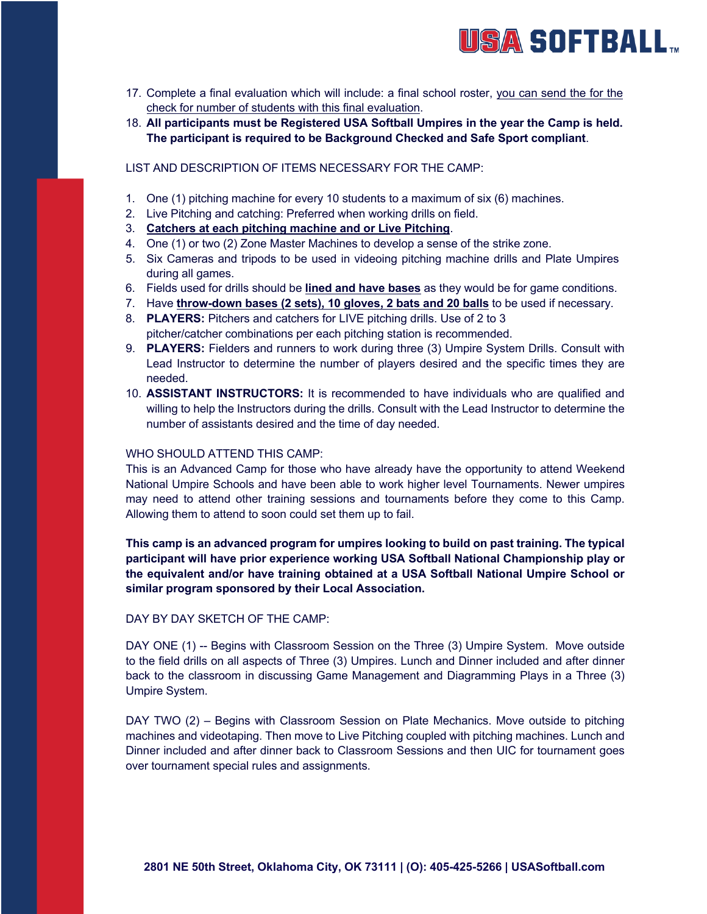17. Complete a final evaluation which will include: a final school roster, you can send the for the check for number of students with this final evaluation.
18. **All participants must be Registered USA Softball Umpires in the year the Camp is held. The participant is required to be Background Checked and Safe Sport compliant**.

LIST AND DESCRIPTION OF ITEMS NECESSARY FOR THE CAMP:

1. One (1) pitching machine for every 10 students to a maximum of six (6) machines.
2. Live Pitching and catching: Preferred when working drills on field.
3. **Catchers at each pitching machine and or Live Pitching**.
4. One (1) or two (2) Zone Master Machines to develop a sense of the strike zone.
5. Six Cameras and tripods to be used in videoing pitching machine drills and Plate Umpires during all games.
6. Fields used for drills should be **lined and have bases** as they would be for game conditions.
7. Have **throw-down bases (2 sets), 10 gloves, 2 bats and 20 balls** to be used if necessary.
8. **PLAYERS:** Pitchers and catchers for LIVE pitching drills. Use of 2 to 3 pitcher/catcher combinations per each pitching station is recommended.
9. **PLAYERS:** Fielders and runners to work during three (3) Umpire System Drills. Consult with Lead Instructor to determine the number of players desired and the specific times they are needed.
10. **ASSISTANT INSTRUCTORS:** It is recommended to have individuals who are qualified and willing to help the Instructors during the drills. Consult with the Lead Instructor to determine the number of assistants desired and the time of day needed.

WHO SHOULD ATTEND THIS CAMP:

This is an Advanced Camp for those who have already have the opportunity to attend Weekend National Umpire Schools and have been able to work higher level Tournaments. Newer umpires may need to attend other training sessions and tournaments before they come to this Camp. Allowing them to attend to soon could set them up to fail.

**This camp is an advanced program for umpires looking to build on past training. The typical participant will have prior experience working USA Softball National Championship play or the equivalent and/or have training obtained at a USA Softball National Umpire School or similar program sponsored by their Local Association.**

DAY BY DAY SKETCH OF THE CAMP:

DAY ONE (1) -- Begins with Classroom Session on the Three (3) Umpire System. Move outside to the field drills on all aspects of Three (3) Umpires. Lunch and Dinner included and after dinner back to the classroom in discussing Game Management and Diagramming Plays in a Three (3) Umpire System.

DAY TWO (2) – Begins with Classroom Session on Plate Mechanics. Move outside to pitching machines and videotaping. Then move to Live Pitching coupled with pitching machines. Lunch and Dinner included and after dinner back to Classroom Sessions and then UIC for tournament goes over tournament special rules and assignments.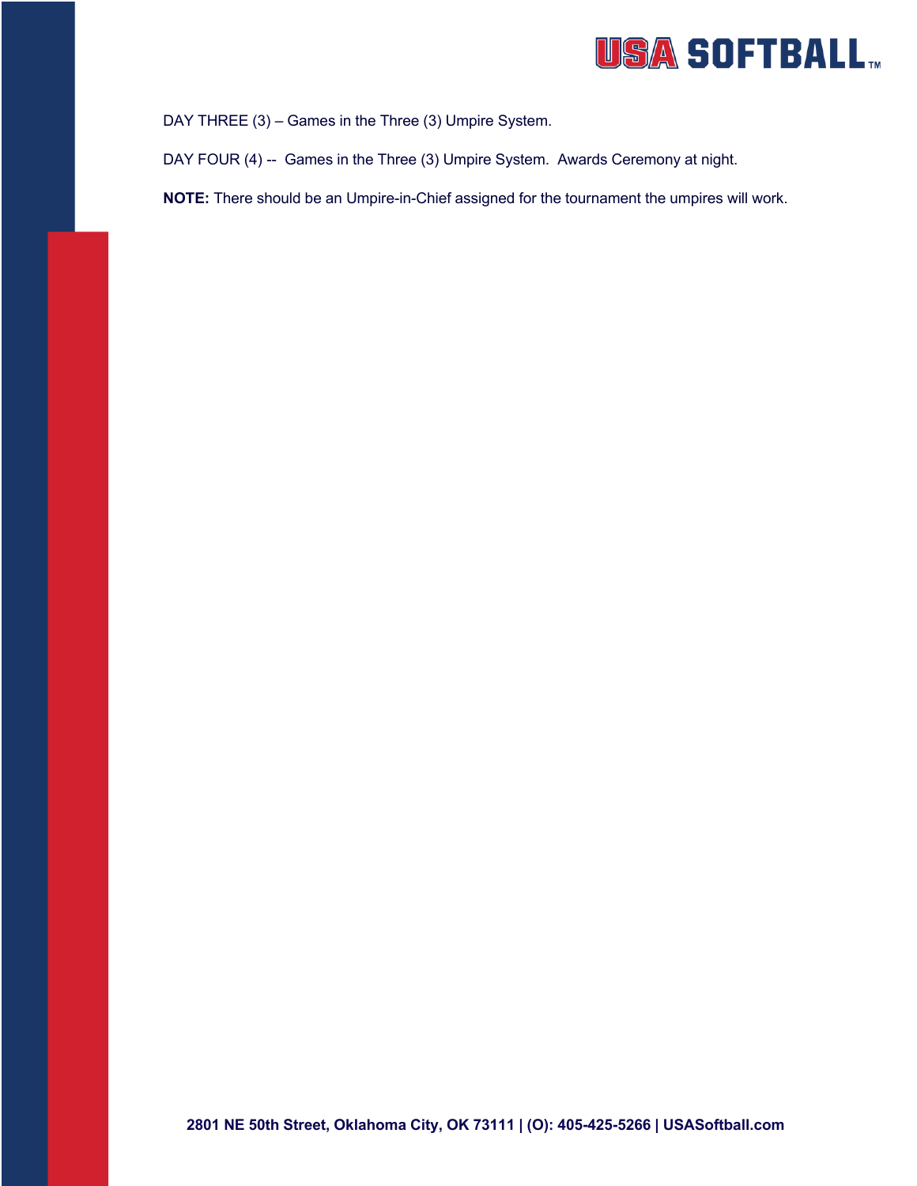DAY THREE (3) – Games in the Three (3) Umpire System.

DAY FOUR (4) -- Games in the Three (3) Umpire System. Awards Ceremony at night.

**NOTE:** There should be an Umpire-in-Chief assigned for the tournament the umpires will work.